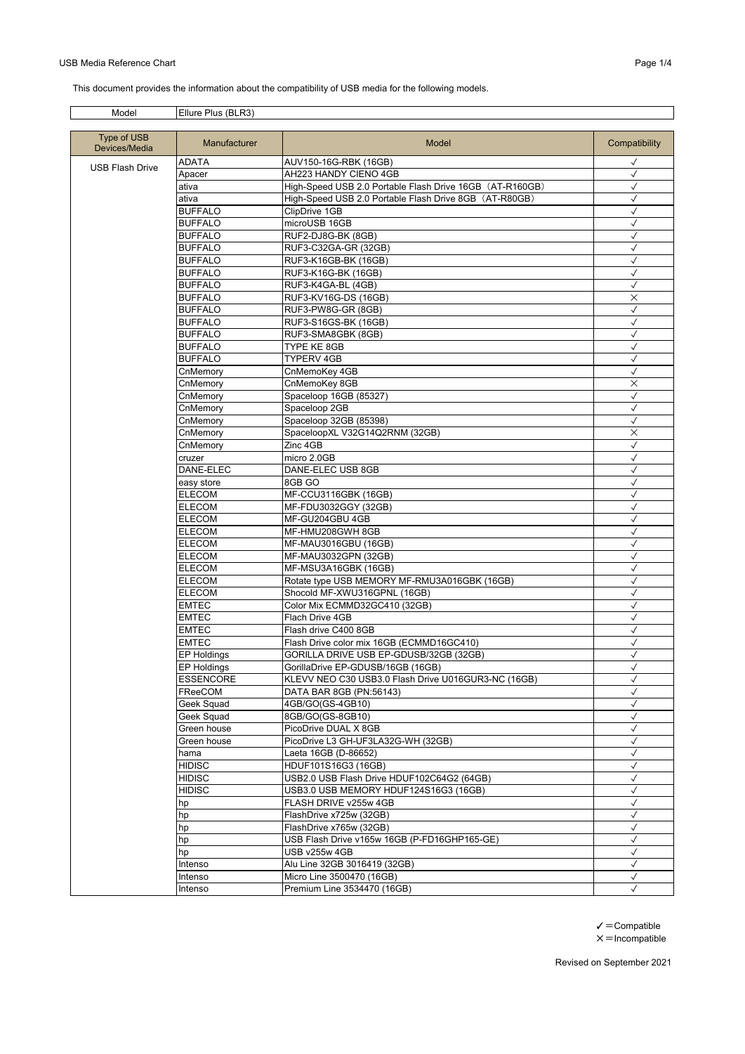This document provides the information about the compatibility of USB media for the following models.

| Model | Ellure Plus (BLR3) |
|---|---|

| Type of USB Devices/Media | Manufacturer | Model | Compatibility |
|---|---|---|---|
| USB Flash Drive | ADATA | AUV150-16G-RBK (16GB) | ✓ |
| | Apacer | AH223 HANDY CIENO 4GB | ✓ |
| | ativa | High-Speed USB 2.0 Portable Flash Drive 16GB（AT-R160GB） | ✓ |
| | ativa | High-Speed USB 2.0 Portable Flash Drive 8GB（AT-R80GB） | ✓ |
| | BUFFALO | ClipDrive 1GB | ✓ |
| | BUFFALO | microUSB 16GB | ✓ |
| | BUFFALO | RUF2-DJ8G-BK (8GB) | ✓ |
| | BUFFALO | RUF3-C32GA-GR (32GB) | ✓ |
| | BUFFALO | RUF3-K16GB-BK (16GB) | ✓ |
| | BUFFALO | RUF3-K16G-BK (16GB) | ✓ |
| | BUFFALO | RUF3-K4GA-BL (4GB) | ✓ |
| | BUFFALO | RUF3-KV16G-DS (16GB) | × |
| | BUFFALO | RUF3-PW8G-GR (8GB) | ✓ |
| | BUFFALO | RUF3-S16GS-BK (16GB) | ✓ |
| | BUFFALO | RUF3-SMA8GBK (8GB) | ✓ |
| | BUFFALO | TYPE KE 8GB | ✓ |
| | BUFFALO | TYPERV 4GB | ✓ |
| | CnMemory | CnMemoKey 4GB | ✓ |
| | CnMemory | CnMemoKey 8GB | × |
| | CnMemory | Spaceloop 16GB (85327) | ✓ |
| | CnMemory | Spaceloop 2GB | ✓ |
| | CnMemory | Spaceloop 32GB (85398) | ✓ |
| | CnMemory | SpaceloopXL V32G14Q2RNM (32GB) | × |
| | CnMemory | Zinc 4GB | ✓ |
| | cruzer | micro 2.0GB | ✓ |
| | DANE-ELEC | DANE-ELEC USB 8GB | ✓ |
| | easy store | 8GB GO | ✓ |
| | ELECOM | MF-CCU3116GBK (16GB) | ✓ |
| | ELECOM | MF-FDU3032GGY (32GB) | ✓ |
| | ELECOM | MF-GU204GBU 4GB | ✓ |
| | ELECOM | MF-HMU208GWH 8GB | ✓ |
| | ELECOM | MF-MAU3016GBU (16GB) | ✓ |
| | ELECOM | MF-MAU3032GPN (32GB) | ✓ |
| | ELECOM | MF-MSU3A16GBK (16GB) | ✓ |
| | ELECOM | Rotate type USB MEMORY MF-RMU3A016GBK (16GB) | ✓ |
| | ELECOM | Shocold MF-XWU316GPNL (16GB) | ✓ |
| | EMTEC | Color Mix ECMMD32GC410 (32GB) | ✓ |
| | EMTEC | Flach Drive 4GB | ✓ |
| | EMTEC | Flash drive C400 8GB | ✓ |
| | EMTEC | Flash Drive color mix 16GB (ECMMD16GC410) | ✓ |
| | EP Holdings | GORILLA DRIVE USB EP-GDUSB/32GB (32GB) | ✓ |
| | EP Holdings | GorillaDrive EP-GDUSB/16GB (16GB) | ✓ |
| | ESSENCORE | KLEVV NEO C30 USB3.0 Flash Drive U016GUR3-NC (16GB) | ✓ |
| | FReeCOM | DATA BAR 8GB (PN:56143) | ✓ |
| | Geek Squad | 4GB/GO(GS-4GB10) | ✓ |
| | Geek Squad | 8GB/GO(GS-8GB10) | ✓ |
| | Green house | PicoDrive DUAL X 8GB | ✓ |
| | Green house | PicoDrive L3 GH-UF3LA32G-WH (32GB) | ✓ |
| | hama | Laeta 16GB (D-86652) | ✓ |
| | HIDISC | HDUF101S16G3 (16GB) | ✓ |
| | HIDISC | USB2.0 USB Flash Drive HDUF102C64G2 (64GB) | ✓ |
| | HIDISC | USB3.0 USB MEMORY HDUF124S16G3 (16GB) | ✓ |
| | hp | FLASH DRIVE v255w 4GB | ✓ |
| | hp | FlashDrive x725w (32GB) | ✓ |
| | hp | FlashDrive x765w (32GB) | ✓ |
| | hp | USB Flash Drive v165w 16GB (P-FD16GHP165-GE) | ✓ |
| | hp | USB v255w 4GB | ✓ |
| | Intenso | Alu Line 32GB 3016419 (32GB) | ✓ |
| | Intenso | Micro Line 3500470 (16GB) | ✓ |
| | Intenso | Premium Line 3534470 (16GB) | ✓ |

✓＝Compatible
×＝Incompatible

Revised on September 2021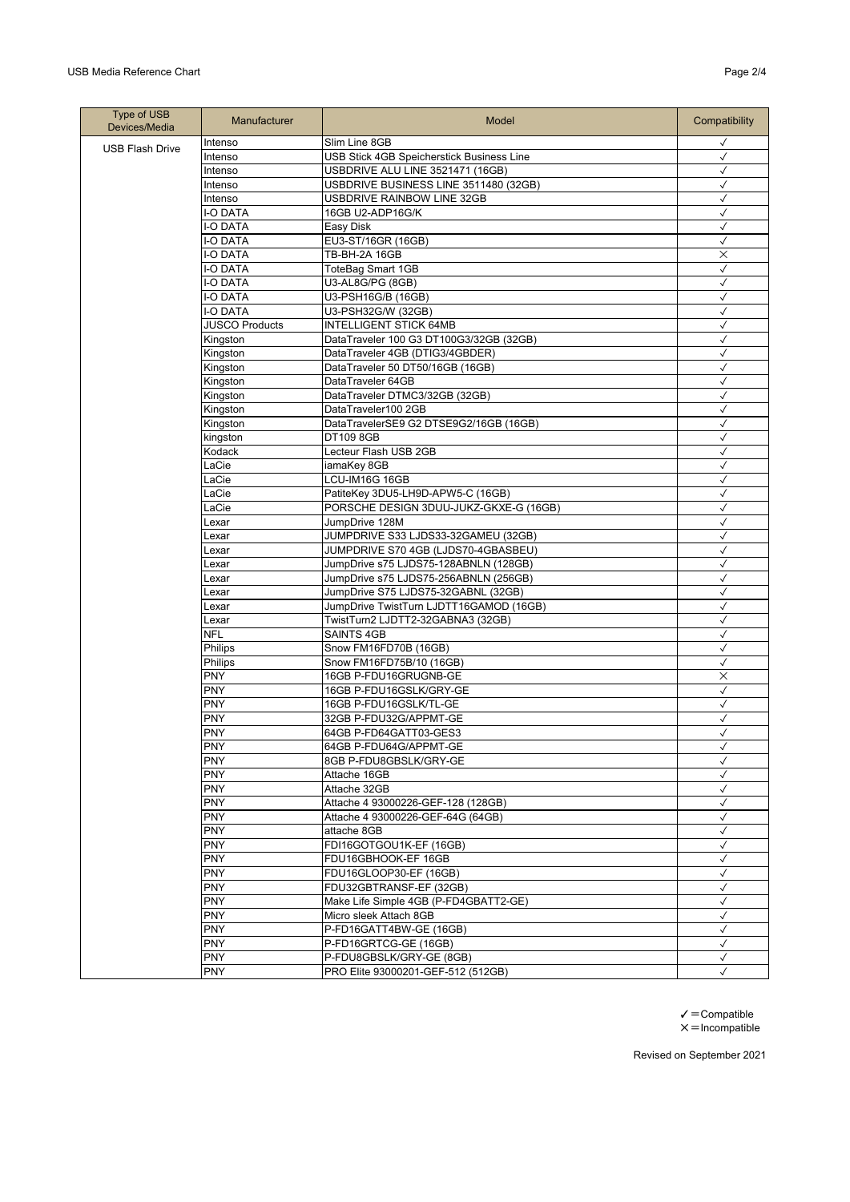| Type of USB Devices/Media | Manufacturer | Model | Compatibility |
|---|---|---|---|
| USB Flash Drive | Intenso | Slim Line 8GB | ✓ |
| | Intenso | USB Stick 4GB Speicherstick Business Line | ✓ |
| | Intenso | USBDRIVE ALU LINE 3521471 (16GB) | ✓ |
| | Intenso | USBDRIVE BUSINESS LINE 3511480 (32GB) | ✓ |
| | Intenso | USBDRIVE RAINBOW LINE 32GB | ✓ |
| | I-O DATA | 16GB U2-ADP16G/K | ✓ |
| | I-O DATA | Easy Disk | ✓ |
| | I-O DATA | EU3-ST/16GR (16GB) | ✓ |
| | I-O DATA | TB-BH-2A 16GB | × |
| | I-O DATA | ToteBag Smart 1GB | ✓ |
| | I-O DATA | U3-AL8G/PG (8GB) | ✓ |
| | I-O DATA | U3-PSH16G/B (16GB) | ✓ |
| | I-O DATA | U3-PSH32G/W (32GB) | ✓ |
| | JUSCO Products | INTELLIGENT STICK 64MB | ✓ |
| | Kingston | DataTraveler 100 G3 DT100G3/32GB (32GB) | ✓ |
| | Kingston | DataTraveler 4GB (DTIG3/4GBDER) | ✓ |
| | Kingston | DataTraveler 50 DT50/16GB (16GB) | ✓ |
| | Kingston | DataTraveler 64GB | ✓ |
| | Kingston | DataTraveler DTMC3/32GB (32GB) | ✓ |
| | Kingston | DataTraveler100 2GB | ✓ |
| | Kingston | DataTravelerSE9 G2 DTSE9G2/16GB (16GB) | ✓ |
| | kingston | DT109 8GB | ✓ |
| | Kodack | Lecteur Flash USB 2GB | ✓ |
| | LaCie | iamaKey 8GB | ✓ |
| | LaCie | LCU-IM16G 16GB | ✓ |
| | LaCie | PatiteKey 3DU5-LH9D-APW5-C (16GB) | ✓ |
| | LaCie | PORSCHE DESIGN 3DUU-JUKZ-GKXE-G (16GB) | ✓ |
| | Lexar | JumpDrive 128M | ✓ |
| | Lexar | JUMPDRIVE S33 LJDS33-32GAMEU (32GB) | ✓ |
| | Lexar | JUMPDRIVE S70 4GB (LJDS70-4GBASBEU) | ✓ |
| | Lexar | JumpDrive s75 LJDS75-128ABNLN (128GB) | ✓ |
| | Lexar | JumpDrive s75 LJDS75-256ABNLN (256GB) | ✓ |
| | Lexar | JumpDrive S75 LJDS75-32GABNL (32GB) | ✓ |
| | Lexar | JumpDrive TwistTurn LJDTT16GAMOD (16GB) | ✓ |
| | Lexar | TwistTurn2 LJDTT2-32GABNA3 (32GB) | ✓ |
| | NFL | SAINTS 4GB | ✓ |
| | Philips | Snow FM16FD70B (16GB) | ✓ |
| | Philips | Snow FM16FD75B/10 (16GB) | ✓ |
| | PNY | 16GB P-FDU16GRUGNB-GE | × |
| | PNY | 16GB P-FDU16GSLK/GRY-GE | ✓ |
| | PNY | 16GB P-FDU16GSLK/TL-GE | ✓ |
| | PNY | 32GB P-FDU32G/APPMT-GE | ✓ |
| | PNY | 64GB P-FD64GATT03-GES3 | ✓ |
| | PNY | 64GB P-FDU64G/APPMT-GE | ✓ |
| | PNY | 8GB P-FDU8GBSLK/GRY-GE | ✓ |
| | PNY | Attache 16GB | ✓ |
| | PNY | Attache 32GB | ✓ |
| | PNY | Attache 4 93000226-GEF-128 (128GB) | ✓ |
| | PNY | Attache 4 93000226-GEF-64G (64GB) | ✓ |
| | PNY | attache 8GB | ✓ |
| | PNY | FDI16GOTGOU1K-EF (16GB) | ✓ |
| | PNY | FDU16GBHOOK-EF 16GB | ✓ |
| | PNY | FDU16GLOOP30-EF (16GB) | ✓ |
| | PNY | FDU32GBTRANSF-EF (32GB) | ✓ |
| | PNY | Make Life Simple 4GB (P-FD4GBATT2-GE) | ✓ |
| | PNY | Micro sleek Attach 8GB | ✓ |
| | PNY | P-FD16GATT4BW-GE (16GB) | ✓ |
| | PNY | P-FD16GRTCG-GE (16GB) | ✓ |
| | PNY | P-FDU8GBSLK/GRY-GE (8GB) | ✓ |
| | PNY | PRO Elite 93000201-GEF-512 (512GB) | ✓ |

✓＝Compatible
×＝Incompatible

Revised on September 2021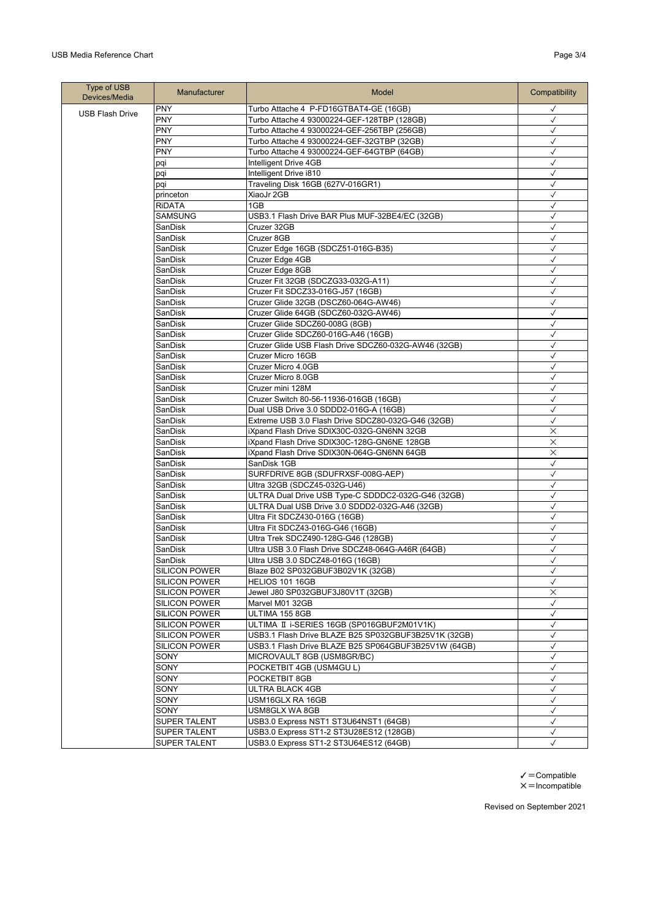| Type of USB Devices/Media | Manufacturer | Model | Compatibility |
|---|---|---|---|
| USB Flash Drive | PNY | Turbo Attache 4  P-FD16GTBAT4-GE (16GB) | ✓ |
| | PNY | Turbo Attache 4 93000224-GEF-128TBP (128GB) | ✓ |
| | PNY | Turbo Attache 4 93000224-GEF-256TBP (256GB) | ✓ |
| | PNY | Turbo Attache 4 93000224-GEF-32GTBP (32GB) | ✓ |
| | PNY | Turbo Attache 4 93000224-GEF-64GTBP (64GB) | ✓ |
| | pqi | Intelligent Drive 4GB | ✓ |
| | pqi | Intelligent Drive i810 | ✓ |
| | pqi | Traveling Disk 16GB (627V-016GR1) | ✓ |
| | princeton | XiaoJr 2GB | ✓ |
| | RiDATA | 1GB | ✓ |
| | SAMSUNG | USB3.1 Flash Drive BAR Plus MUF-32BE4/EC (32GB) | ✓ |
| | SanDisk | Cruzer 32GB | ✓ |
| | SanDisk | Cruzer 8GB | ✓ |
| | SanDisk | Cruzer Edge 16GB (SDCZ51-016G-B35) | ✓ |
| | SanDisk | Cruzer Edge 4GB | ✓ |
| | SanDisk | Cruzer Edge 8GB | ✓ |
| | SanDisk | Cruzer Fit 32GB (SDCZG33-032G-A11) | ✓ |
| | SanDisk | Cruzer Fit SDCZ33-016G-J57 (16GB) | ✓ |
| | SanDisk | Cruzer Glide 32GB (DSCZ60-064G-AW46) | ✓ |
| | SanDisk | Cruzer Glide 64GB (SDCZ60-032G-AW46) | ✓ |
| | SanDisk | Cruzer Glide SDCZ60-008G (8GB) | ✓ |
| | SanDisk | Cruzer Glide SDCZ60-016G-A46 (16GB) | ✓ |
| | SanDisk | Cruzer Glide USB Flash Drive SDCZ60-032G-AW46 (32GB) | ✓ |
| | SanDisk | Cruzer Micro 16GB | ✓ |
| | SanDisk | Cruzer Micro 4.0GB | ✓ |
| | SanDisk | Cruzer Micro 8.0GB | ✓ |
| | SanDisk | Cruzer mini 128M | ✓ |
| | SanDisk | Cruzer Switch 80-56-11936-016GB (16GB) | ✓ |
| | SanDisk | Dual USB Drive 3.0 SDDD2-016G-A (16GB) | ✓ |
| | SanDisk | Extreme USB 3.0 Flash Drive SDCZ80-032G-G46 (32GB) | ✓ |
| | SanDisk | iXpand Flash Drive SDIX30C-032G-GN6NN 32GB | × |
| | SanDisk | iXpand Flash Drive SDIX30C-128G-GN6NE 128GB | × |
| | SanDisk | iXpand Flash Drive SDIX30N-064G-GN6NN 64GB | × |
| | SanDisk | SanDisk 1GB | ✓ |
| | SanDisk | SURFDRIVE 8GB (SDUFRXSF-008G-AEP) | ✓ |
| | SanDisk | Ultra 32GB (SDCZ45-032G-U46) | ✓ |
| | SanDisk | ULTRA Dual Drive USB Type-C SDDDC2-032G-G46 (32GB) | ✓ |
| | SanDisk | ULTRA Dual USB Drive 3.0 SDDD2-032G-A46 (32GB) | ✓ |
| | SanDisk | Ultra Fit SDCZ430-016G (16GB) | ✓ |
| | SanDisk | Ultra Fit SDCZ43-016G-G46 (16GB) | ✓ |
| | SanDisk | Ultra Trek SDCZ490-128G-G46 (128GB) | ✓ |
| | SanDisk | Ultra USB 3.0 Flash Drive SDCZ48-064G-A46R (64GB) | ✓ |
| | SanDisk | Ultra USB 3.0 SDCZ48-016G (16GB) | ✓ |
| | SILICON POWER | Blaze B02 SP032GBUF3B02V1K (32GB) | ✓ |
| | SILICON POWER | HELIOS 101 16GB | ✓ |
| | SILICON POWER | Jewel J80 SP032GBUF3J80V1T (32GB) | × |
| | SILICON POWER | Marvel M01 32GB | ✓ |
| | SILICON POWER | ULTIMA 155 8GB | ✓ |
| | SILICON POWER | ULTIMA Ⅱ i-SERIES 16GB (SP016GBUF2M01V1K) | ✓ |
| | SILICON POWER | USB3.1 Flash Drive BLAZE B25 SP032GBUF3B25V1K (32GB) | ✓ |
| | SILICON POWER | USB3.1 Flash Drive BLAZE B25 SP064GBUF3B25V1W (64GB) | ✓ |
| | SONY | MICROVAULT 8GB (USM8GR/BC) | ✓ |
| | SONY | POCKETBIT 4GB (USM4GU L) | ✓ |
| | SONY | POCKETBIT 8GB | ✓ |
| | SONY | ULTRA BLACK 4GB | ✓ |
| | SONY | USM16GLX RA 16GB | ✓ |
| | SONY | USM8GLX WA 8GB | ✓ |
| | SUPER TALENT | USB3.0 Express NST1 ST3U64NST1 (64GB) | ✓ |
| | SUPER TALENT | USB3.0 Express ST1-2 ST3U28ES12 (128GB) | ✓ |
| | SUPER TALENT | USB3.0 Express ST1-2 ST3U64ES12 (64GB) | ✓ |

✓＝Compatible
×＝Incompatible

Revised on September 2021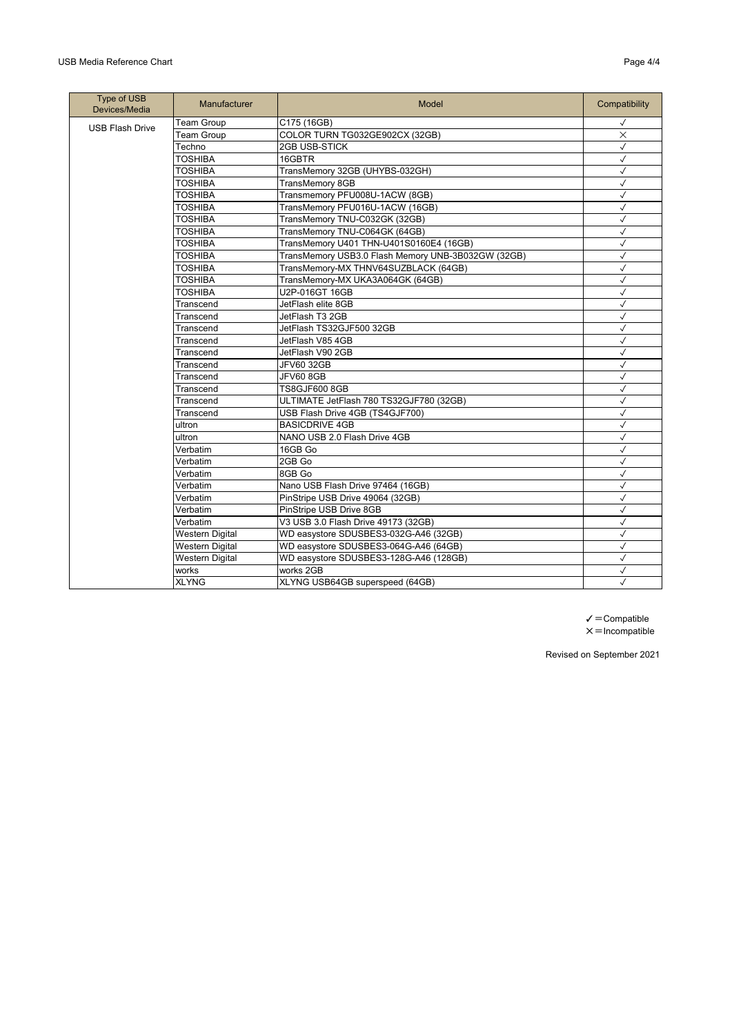| Type of USB Devices/Media | Manufacturer | Model | Compatibility |
|---|---|---|---|
| USB Flash Drive | Team Group | C175 (16GB) | ✓ |
| | Team Group | COLOR TURN TG032GE902CX (32GB) | × |
| | Techno | 2GB USB-STICK | ✓ |
| | TOSHIBA | 16GBTR | ✓ |
| | TOSHIBA | TransMemory 32GB (UHYBS-032GH) | ✓ |
| | TOSHIBA | TransMemory 8GB | ✓ |
| | TOSHIBA | Transmemory PFU008U-1ACW (8GB) | ✓ |
| | TOSHIBA | TransMemory PFU016U-1ACW (16GB) | ✓ |
| | TOSHIBA | TransMemory TNU-C032GK (32GB) | ✓ |
| | TOSHIBA | TransMemory TNU-C064GK (64GB) | ✓ |
| | TOSHIBA | TransMemory U401 THN-U401S0160E4 (16GB) | ✓ |
| | TOSHIBA | TransMemory USB3.0 Flash Memory UNB-3B032GW (32GB) | ✓ |
| | TOSHIBA | TransMemory-MX THNV64SUZBLACK (64GB) | ✓ |
| | TOSHIBA | TransMemory-MX UKA3A064GK (64GB) | ✓ |
| | TOSHIBA | U2P-016GT 16GB | ✓ |
| | Transcend | JetFlash elite 8GB | ✓ |
| | Transcend | JetFlash T3 2GB | ✓ |
| | Transcend | JetFlash TS32GJF500 32GB | ✓ |
| | Transcend | JetFlash V85 4GB | ✓ |
| | Transcend | JetFlash V90 2GB | ✓ |
| | Transcend | JFV60 32GB | ✓ |
| | Transcend | JFV60 8GB | ✓ |
| | Transcend | TS8GJF600 8GB | ✓ |
| | Transcend | ULTIMATE JetFlash 780 TS32GJF780 (32GB) | ✓ |
| | Transcend | USB Flash Drive 4GB (TS4GJF700) | ✓ |
| | ultron | BASICDRIVE 4GB | ✓ |
| | ultron | NANO USB 2.0 Flash Drive 4GB | ✓ |
| | Verbatim | 16GB Go | ✓ |
| | Verbatim | 2GB Go | ✓ |
| | Verbatim | 8GB Go | ✓ |
| | Verbatim | Nano USB Flash Drive 97464 (16GB) | ✓ |
| | Verbatim | PinStripe USB Drive 49064 (32GB) | ✓ |
| | Verbatim | PinStripe USB Drive 8GB | ✓ |
| | Verbatim | V3 USB 3.0 Flash Drive 49173 (32GB) | ✓ |
| | Western Digital | WD easystore SDUSBES3-032G-A46 (32GB) | ✓ |
| | Western Digital | WD easystore SDUSBES3-064G-A46 (64GB) | ✓ |
| | Western Digital | WD easystore SDUSBES3-128G-A46 (128GB) | ✓ |
| | works | works 2GB | ✓ |
| | XLYNG | XLYNG USB64GB superspeed (64GB) | ✓ |

✓＝Compatible
×＝Incompatible

Revised on September 2021